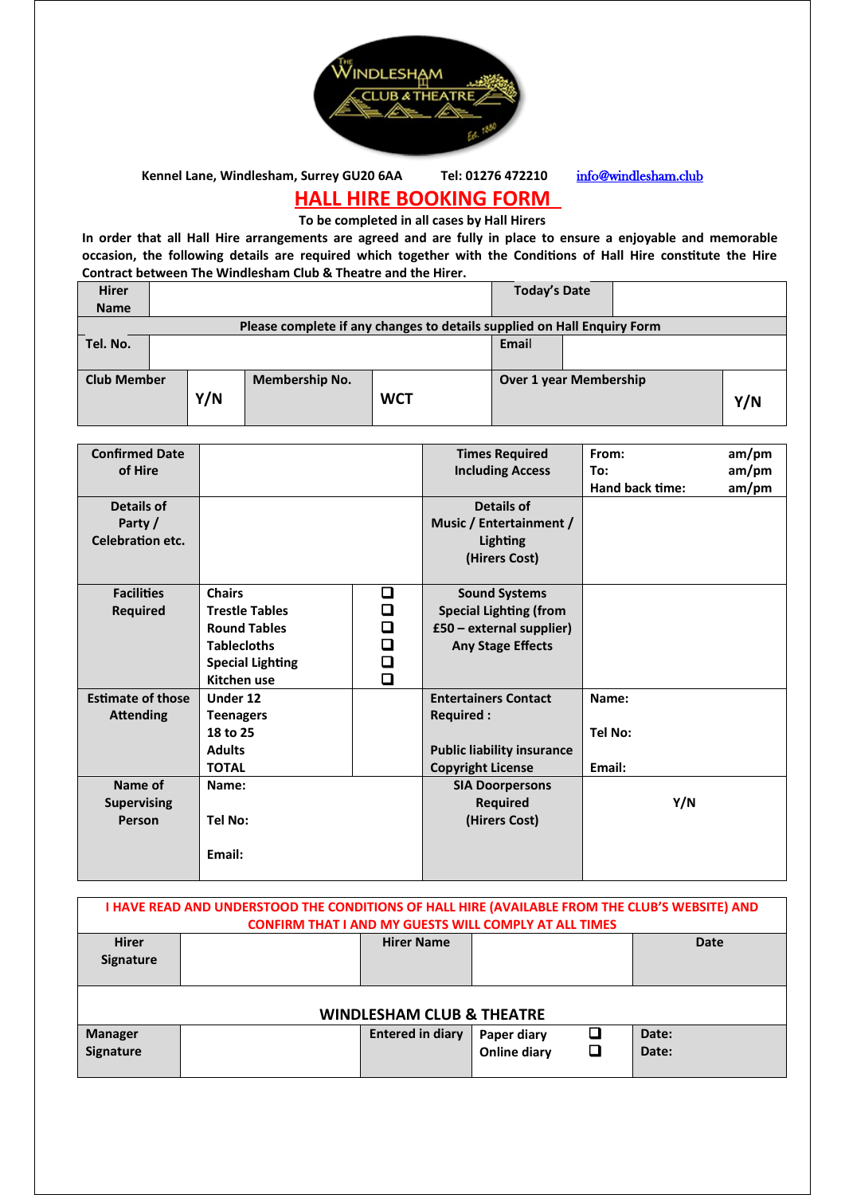Kennel Lane, Windlesham, Surrey GU20 6AA Tel: 01276 472210 info@windlesham.club

# HALL HIRE BOOKING FORM

**To be completed in all cases by Hall Hirers**

**In order that all Hall Hire arrangements are agreed and are fully in place to ensure a enjoyable and memorable occasion, the following details are required which together with the Conditions of Hall Hire constitute the Hire Contract between The Windlesham Club & Theatre and the Hirer.**

| Hirer Name | | | | Today's Date | |
|---|---|---|---|---|---|
| Please complete if any changes to details supplied on Hall Enquiry Form | | | | | |
| Tel. No. | | | | Email | |
| Club Member | Y/N | Membership No. | WCT | Over 1 year Membership | Y/N |

| Confirmed Date of Hire | | | Times Required Including Access | From: am/pm<br>To: am/pm<br>Hand back time: am/pm |
|---|---|---|---|---|
| Details of Party / Celebration etc. | | | Details of Music / Entertainment / Lighting (Hirers Cost) | |
| Facilities Required | Chairs<br>Trestle Tables<br>Round Tables<br>Tablecloths<br>Special Lighting<br>Kitchen use | ☐<br>☐<br>☐<br>☐<br>☐<br>☐ | Sound Systems<br>Special Lighting (from £50 – external supplier)<br>Any Stage Effects | |
| Estimate of those Attending | Under 12<br>Teenagers<br>18 to 25<br>Adults<br>TOTAL | | Entertainers Contact Required :<br><br>Public liability insurance<br>Copyright License | Name:<br><br>Tel No:<br><br>Email: |
| Name of Supervising Person | Name:<br><br>Tel No:<br><br>Email: | | SIA Doorpersons Required (Hirers Cost) | Y/N |

**I HAVE READ AND UNDERSTOOD THE CONDITIONS OF HALL HIRE (AVAILABLE FROM THE CLUB'S WEBSITE) AND CONFIRM THAT I AND MY GUESTS WILL COMPLY AT ALL TIMES**

| Hirer Signature | | Hirer Name | | Date |
|---|---|---|---|---|

**WINDLESHAM CLUB & THEATRE**

| Manager Signature | | Entered in diary | Paper diary ☐<br>Online diary ☐ | Date:<br>Date: |
|---|---|---|---|---|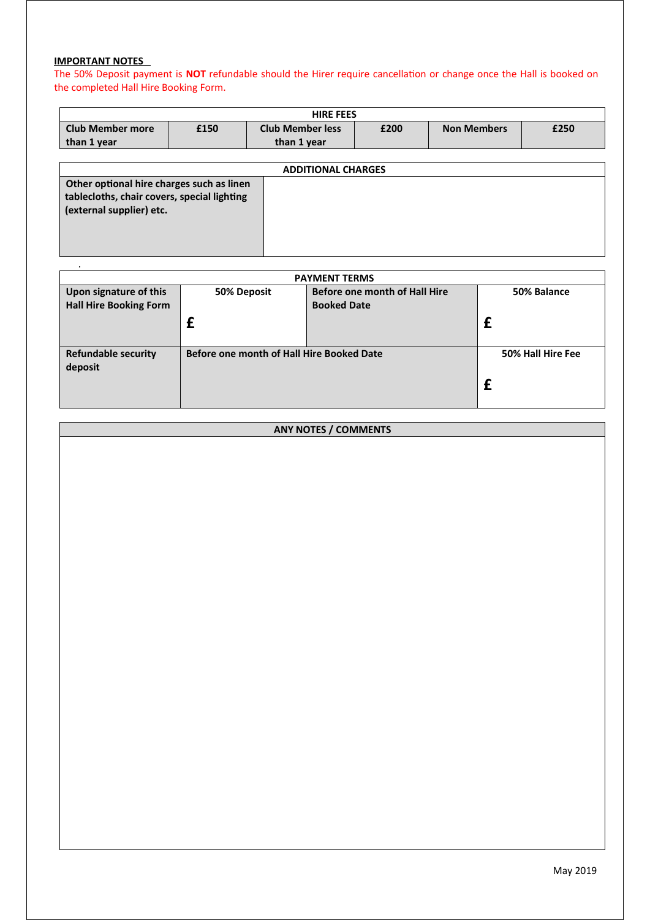**IMPORTANT NOTES**

The 50% Deposit payment is **NOT** refundable should the Hirer require cancellation or change once the Hall is booked on the completed Hall Hire Booking Form.

| HIRE FEES | | | | | |
|---|---|---|---|---|---|
| **Club Member more than 1 year** | **£150** | **Club Member less than 1 year** | **£200** | **Non Members** | **£250** |

| ADDITIONAL CHARGES | |
|---|---|
| **Other optional hire charges such as linen tablecloths, chair covers, special lighting (external supplier) etc.** | |

| PAYMENT TERMS | | | |
|---|---|---|---|
| **Upon signature of this Hall Hire Booking Form** | **50% Deposit** £ | **Before one month of Hall Hire Booked Date** | **50% Balance** £ |
| **Refundable security deposit** | **Before one month of Hall Hire Booked Date** | | **50% Hall Hire Fee** £ |

| ANY NOTES / COMMENTS |
|---|
| |

May 2019